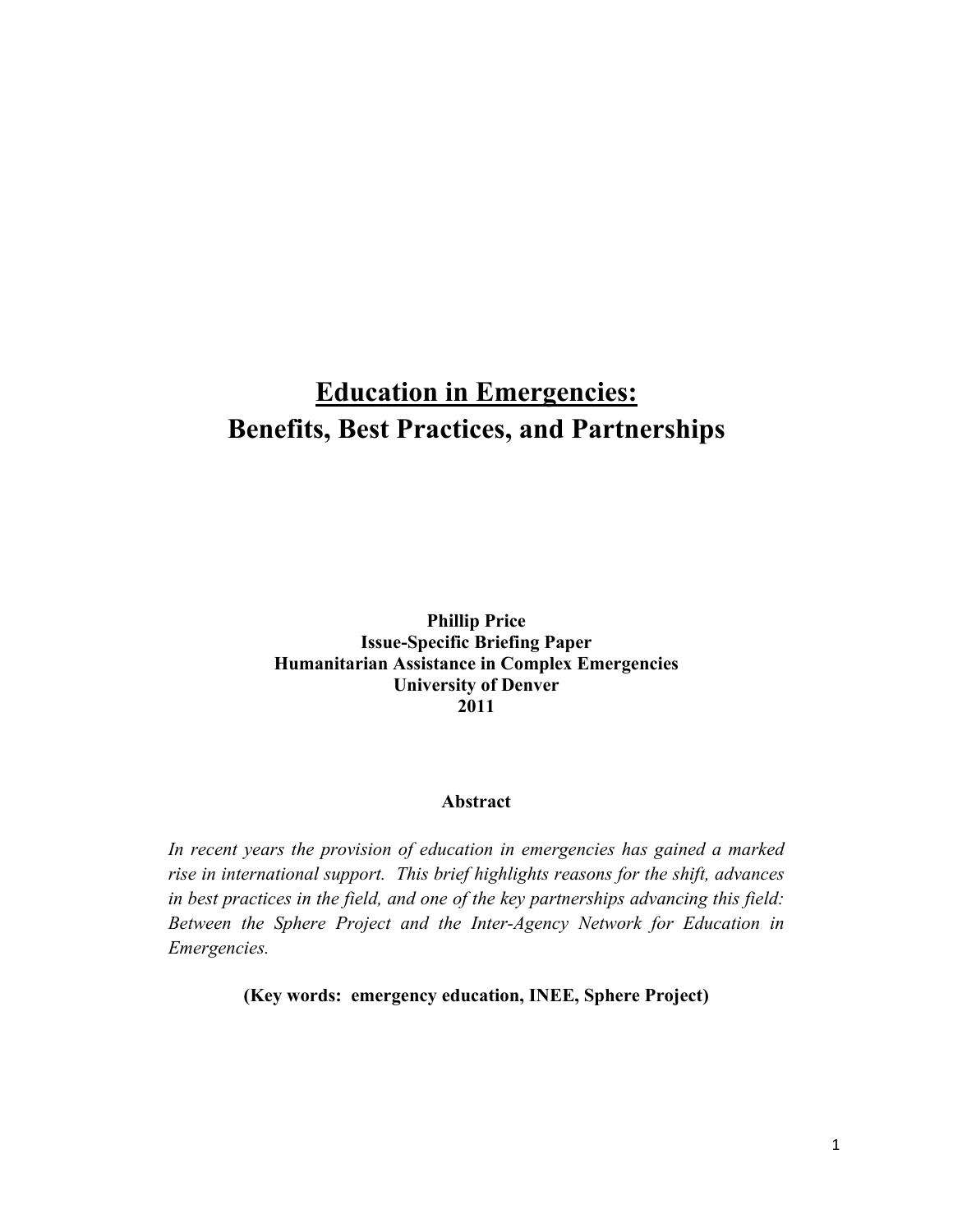# Education in Emergencies:
# Benefits, Best Practices, and Partnerships

**Phillip Price**
**Issue-Specific Briefing Paper**
**Humanitarian Assistance in Complex Emergencies**
**University of Denver**
**2011**

## Abstract

*In recent years the provision of education in emergencies has gained a marked rise in international support. This brief highlights reasons for the shift, advances in best practices in the field, and one of the key partnerships advancing this field: Between the Sphere Project and the Inter-Agency Network for Education in Emergencies.*

**(Key words: emergency education, INEE, Sphere Project)**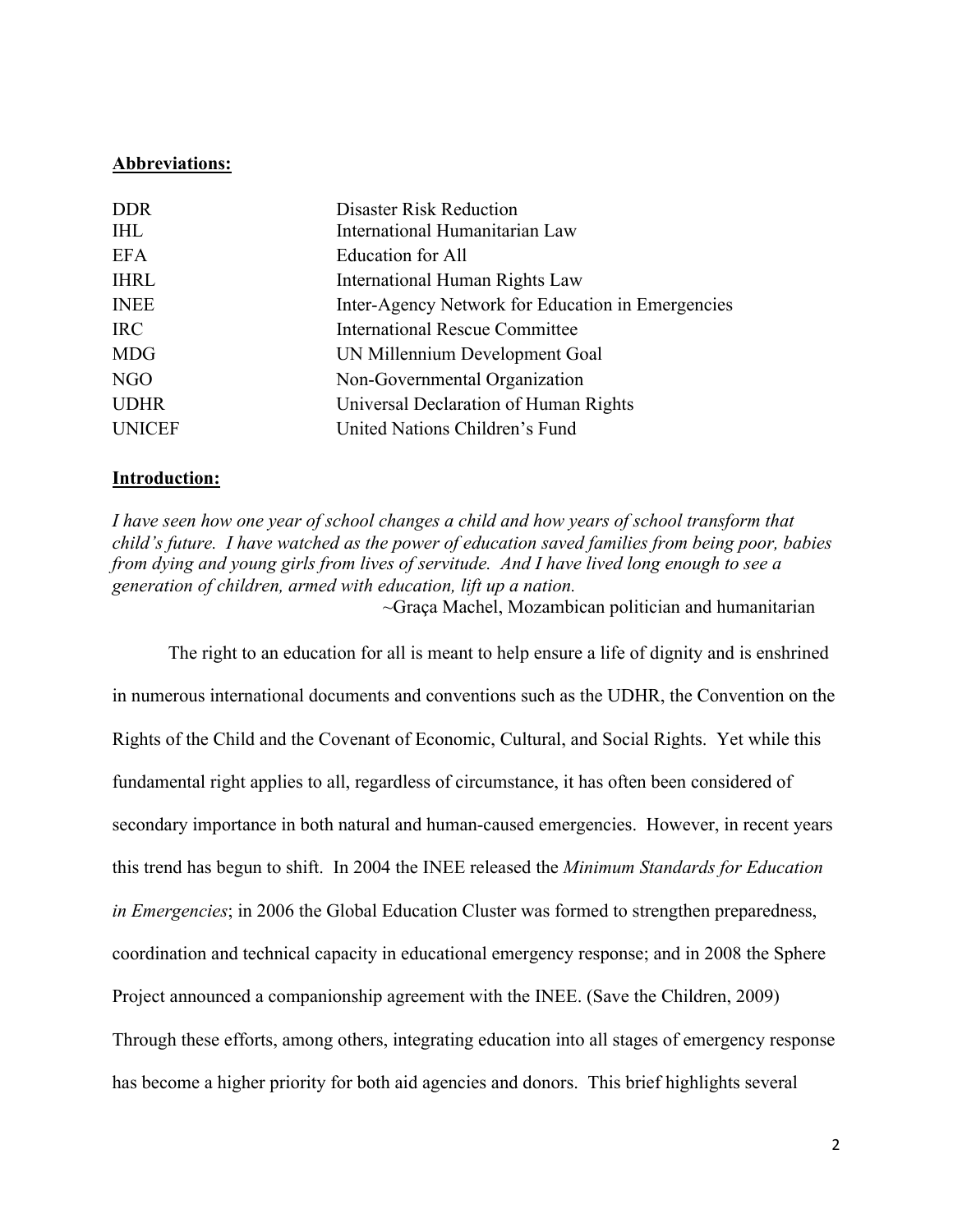**Abbreviations:**

| | |
|---|---|
| DDR | Disaster Risk Reduction |
| IHL | International Humanitarian Law |
| EFA | Education for All |
| IHRL | International Human Rights Law |
| INEE | Inter-Agency Network for Education in Emergencies |
| IRC | International Rescue Committee |
| MDG | UN Millennium Development Goal |
| NGO | Non-Governmental Organization |
| UDHR | Universal Declaration of Human Rights |
| UNICEF | United Nations Children's Fund |

**Introduction:**

*I have seen how one year of school changes a child and how years of school transform that child's future. I have watched as the power of education saved families from being poor, babies from dying and young girls from lives of servitude. And I have lived long enough to see a generation of children, armed with education, lift up a nation.*

~Graça Machel, Mozambican politician and humanitarian

The right to an education for all is meant to help ensure a life of dignity and is enshrined in numerous international documents and conventions such as the UDHR, the Convention on the Rights of the Child and the Covenant of Economic, Cultural, and Social Rights. Yet while this fundamental right applies to all, regardless of circumstance, it has often been considered of secondary importance in both natural and human-caused emergencies. However, in recent years this trend has begun to shift. In 2004 the INEE released the *Minimum Standards for Education in Emergencies*; in 2006 the Global Education Cluster was formed to strengthen preparedness, coordination and technical capacity in educational emergency response; and in 2008 the Sphere Project announced a companionship agreement with the INEE. (Save the Children, 2009) Through these efforts, among others, integrating education into all stages of emergency response has become a higher priority for both aid agencies and donors. This brief highlights several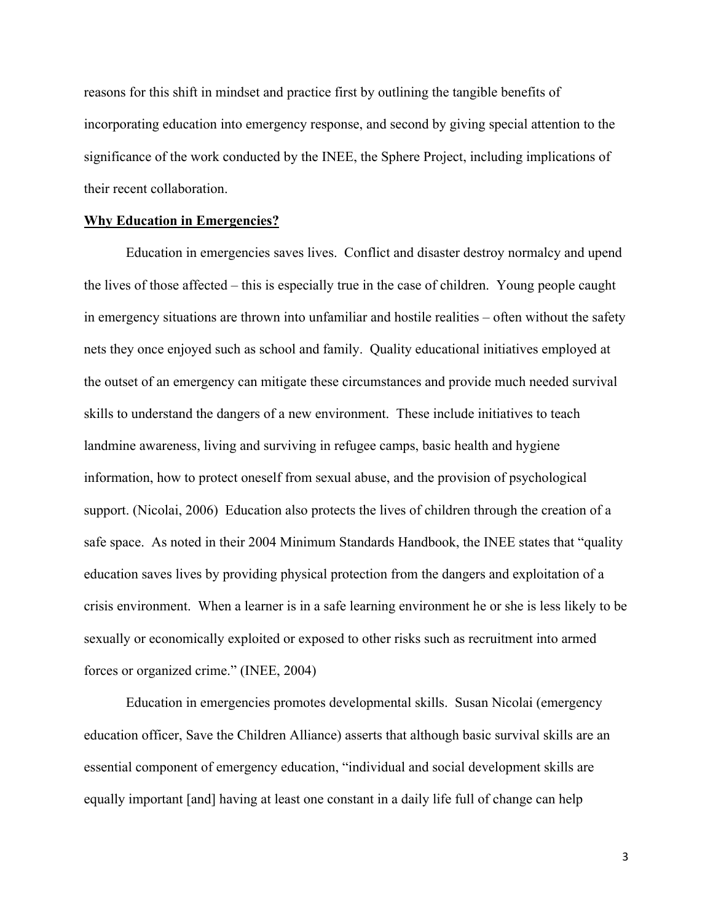reasons for this shift in mindset and practice first by outlining the tangible benefits of incorporating education into emergency response, and second by giving special attention to the significance of the work conducted by the INEE, the Sphere Project, including implications of their recent collaboration.

## Why Education in Emergencies?

Education in emergencies saves lives. Conflict and disaster destroy normalcy and upend the lives of those affected – this is especially true in the case of children. Young people caught in emergency situations are thrown into unfamiliar and hostile realities – often without the safety nets they once enjoyed such as school and family. Quality educational initiatives employed at the outset of an emergency can mitigate these circumstances and provide much needed survival skills to understand the dangers of a new environment. These include initiatives to teach landmine awareness, living and surviving in refugee camps, basic health and hygiene information, how to protect oneself from sexual abuse, and the provision of psychological support. (Nicolai, 2006) Education also protects the lives of children through the creation of a safe space. As noted in their 2004 Minimum Standards Handbook, the INEE states that "quality education saves lives by providing physical protection from the dangers and exploitation of a crisis environment. When a learner is in a safe learning environment he or she is less likely to be sexually or economically exploited or exposed to other risks such as recruitment into armed forces or organized crime." (INEE, 2004)

Education in emergencies promotes developmental skills. Susan Nicolai (emergency education officer, Save the Children Alliance) asserts that although basic survival skills are an essential component of emergency education, "individual and social development skills are equally important [and] having at least one constant in a daily life full of change can help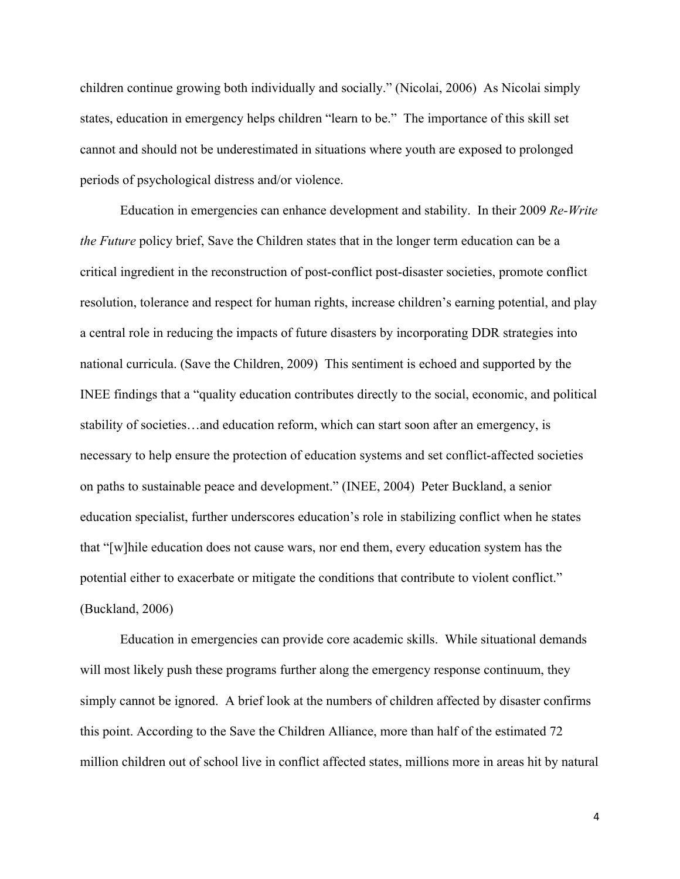children continue growing both individually and socially." (Nicolai, 2006) As Nicolai simply states, education in emergency helps children "learn to be." The importance of this skill set cannot and should not be underestimated in situations where youth are exposed to prolonged periods of psychological distress and/or violence.

Education in emergencies can enhance development and stability. In their 2009 *Re-Write the Future* policy brief, Save the Children states that in the longer term education can be a critical ingredient in the reconstruction of post-conflict post-disaster societies, promote conflict resolution, tolerance and respect for human rights, increase children's earning potential, and play a central role in reducing the impacts of future disasters by incorporating DDR strategies into national curricula. (Save the Children, 2009) This sentiment is echoed and supported by the INEE findings that a "quality education contributes directly to the social, economic, and political stability of societies…and education reform, which can start soon after an emergency, is necessary to help ensure the protection of education systems and set conflict-affected societies on paths to sustainable peace and development." (INEE, 2004) Peter Buckland, a senior education specialist, further underscores education's role in stabilizing conflict when he states that "[w]hile education does not cause wars, nor end them, every education system has the potential either to exacerbate or mitigate the conditions that contribute to violent conflict." (Buckland, 2006)

Education in emergencies can provide core academic skills. While situational demands will most likely push these programs further along the emergency response continuum, they simply cannot be ignored. A brief look at the numbers of children affected by disaster confirms this point. According to the Save the Children Alliance, more than half of the estimated 72 million children out of school live in conflict affected states, millions more in areas hit by natural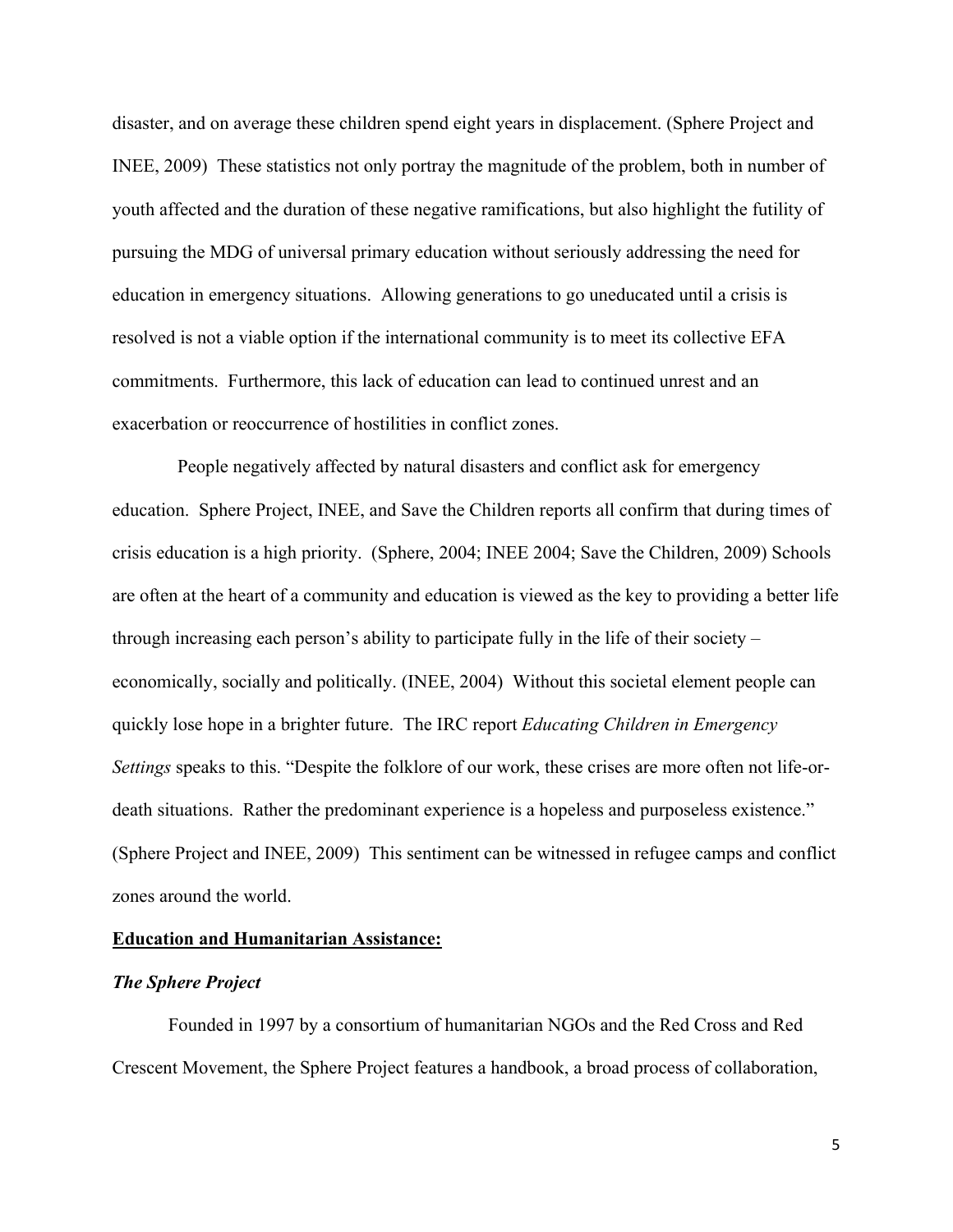disaster, and on average these children spend eight years in displacement. (Sphere Project and INEE, 2009) These statistics not only portray the magnitude of the problem, both in number of youth affected and the duration of these negative ramifications, but also highlight the futility of pursuing the MDG of universal primary education without seriously addressing the need for education in emergency situations. Allowing generations to go uneducated until a crisis is resolved is not a viable option if the international community is to meet its collective EFA commitments. Furthermore, this lack of education can lead to continued unrest and an exacerbation or reoccurrence of hostilities in conflict zones.

People negatively affected by natural disasters and conflict ask for emergency education. Sphere Project, INEE, and Save the Children reports all confirm that during times of crisis education is a high priority. (Sphere, 2004; INEE 2004; Save the Children, 2009) Schools are often at the heart of a community and education is viewed as the key to providing a better life through increasing each person's ability to participate fully in the life of their society – economically, socially and politically. (INEE, 2004) Without this societal element people can quickly lose hope in a brighter future. The IRC report *Educating Children in Emergency Settings* speaks to this. "Despite the folklore of our work, these crises are more often not life-or-death situations. Rather the predominant experience is a hopeless and purposeless existence." (Sphere Project and INEE, 2009) This sentiment can be witnessed in refugee camps and conflict zones around the world.

## Education and Humanitarian Assistance:

### *The Sphere Project*

Founded in 1997 by a consortium of humanitarian NGOs and the Red Cross and Red Crescent Movement, the Sphere Project features a handbook, a broad process of collaboration,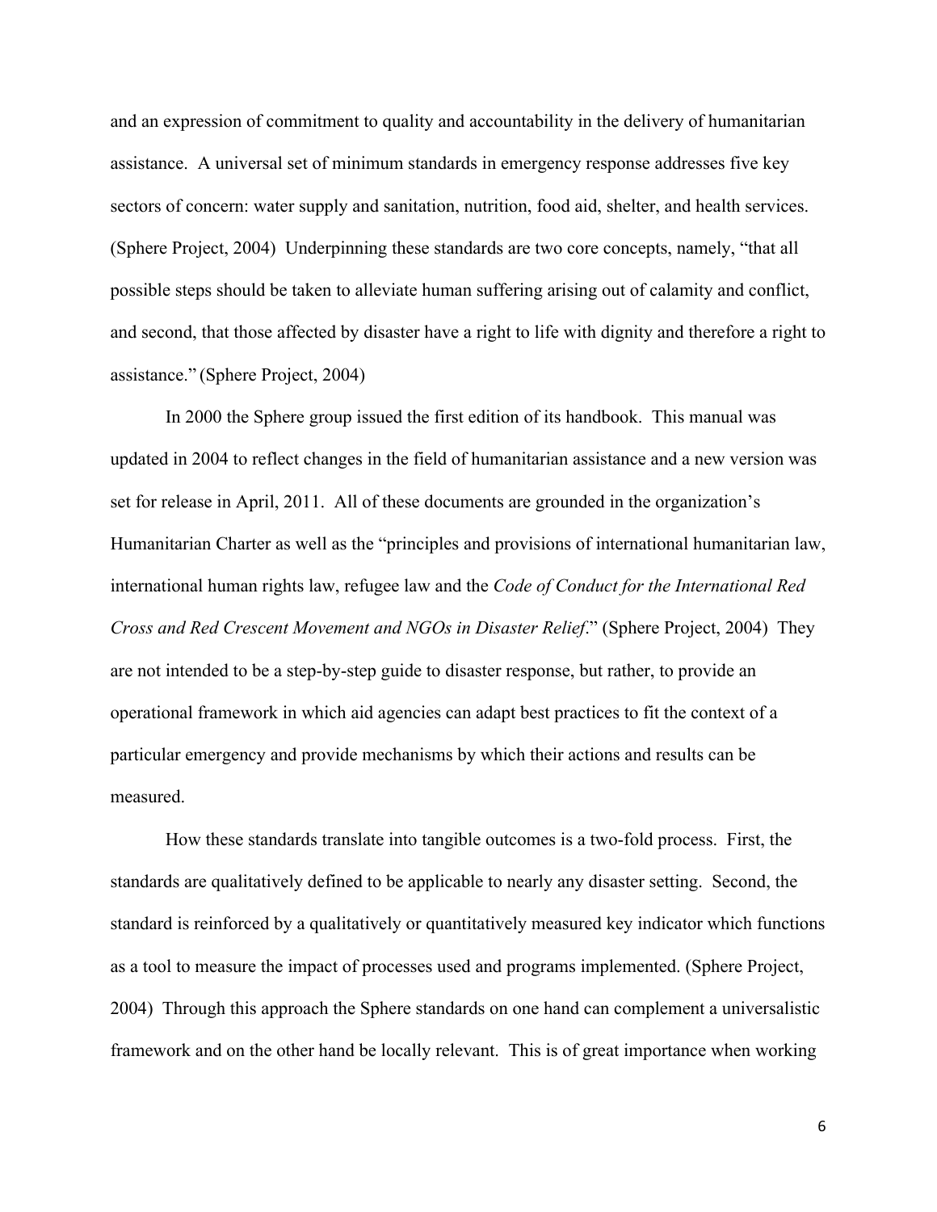and an expression of commitment to quality and accountability in the delivery of humanitarian assistance. A universal set of minimum standards in emergency response addresses five key sectors of concern: water supply and sanitation, nutrition, food aid, shelter, and health services. (Sphere Project, 2004) Underpinning these standards are two core concepts, namely, "that all possible steps should be taken to alleviate human suffering arising out of calamity and conflict, and second, that those affected by disaster have a right to life with dignity and therefore a right to assistance." (Sphere Project, 2004)

In 2000 the Sphere group issued the first edition of its handbook. This manual was updated in 2004 to reflect changes in the field of humanitarian assistance and a new version was set for release in April, 2011. All of these documents are grounded in the organization's Humanitarian Charter as well as the "principles and provisions of international humanitarian law, international human rights law, refugee law and the *Code of Conduct for the International Red Cross and Red Crescent Movement and NGOs in Disaster Relief*." (Sphere Project, 2004) They are not intended to be a step-by-step guide to disaster response, but rather, to provide an operational framework in which aid agencies can adapt best practices to fit the context of a particular emergency and provide mechanisms by which their actions and results can be measured.

How these standards translate into tangible outcomes is a two-fold process. First, the standards are qualitatively defined to be applicable to nearly any disaster setting. Second, the standard is reinforced by a qualitatively or quantitatively measured key indicator which functions as a tool to measure the impact of processes used and programs implemented. (Sphere Project, 2004) Through this approach the Sphere standards on one hand can complement a universalistic framework and on the other hand be locally relevant. This is of great importance when working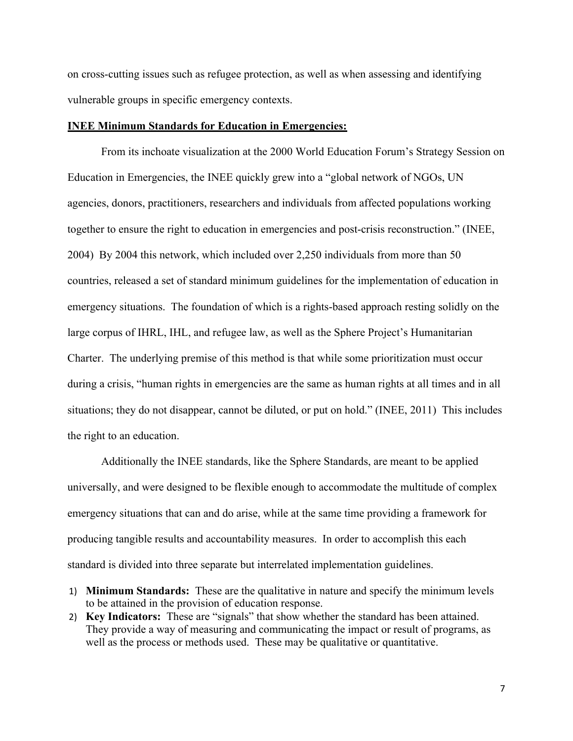on cross-cutting issues such as refugee protection, as well as when assessing and identifying vulnerable groups in specific emergency contexts.

**INEE Minimum Standards for Education in Emergencies:**

From its inchoate visualization at the 2000 World Education Forum's Strategy Session on Education in Emergencies, the INEE quickly grew into a "global network of NGOs, UN agencies, donors, practitioners, researchers and individuals from affected populations working together to ensure the right to education in emergencies and post-crisis reconstruction." (INEE, 2004) By 2004 this network, which included over 2,250 individuals from more than 50 countries, released a set of standard minimum guidelines for the implementation of education in emergency situations. The foundation of which is a rights-based approach resting solidly on the large corpus of IHRL, IHL, and refugee law, as well as the Sphere Project's Humanitarian Charter. The underlying premise of this method is that while some prioritization must occur during a crisis, "human rights in emergencies are the same as human rights at all times and in all situations; they do not disappear, cannot be diluted, or put on hold." (INEE, 2011) This includes the right to an education.

Additionally the INEE standards, like the Sphere Standards, are meant to be applied universally, and were designed to be flexible enough to accommodate the multitude of complex emergency situations that can and do arise, while at the same time providing a framework for producing tangible results and accountability measures. In order to accomplish this each standard is divided into three separate but interrelated implementation guidelines.

1) **Minimum Standards:** These are the qualitative in nature and specify the minimum levels to be attained in the provision of education response.
2) **Key Indicators:** These are "signals" that show whether the standard has been attained. They provide a way of measuring and communicating the impact or result of programs, as well as the process or methods used. These may be qualitative or quantitative.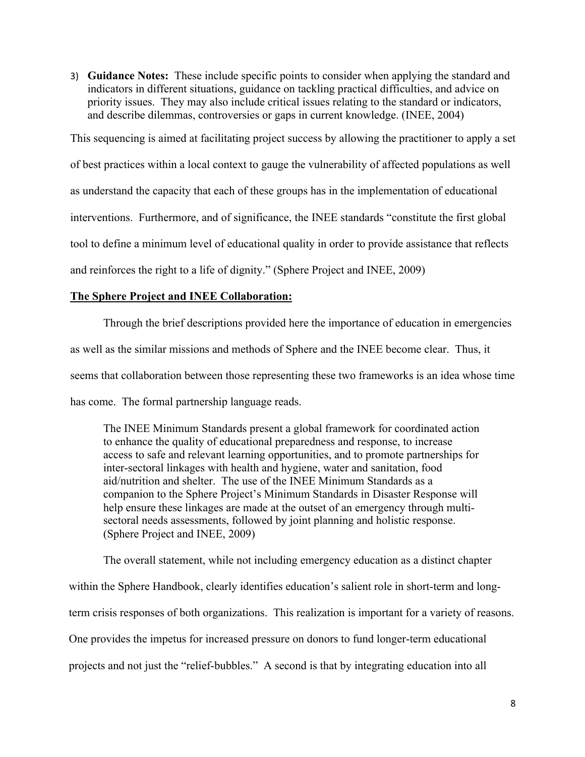3) **Guidance Notes:** These include specific points to consider when applying the standard and indicators in different situations, guidance on tackling practical difficulties, and advice on priority issues. They may also include critical issues relating to the standard or indicators, and describe dilemmas, controversies or gaps in current knowledge. (INEE, 2004)

This sequencing is aimed at facilitating project success by allowing the practitioner to apply a set of best practices within a local context to gauge the vulnerability of affected populations as well as understand the capacity that each of these groups has in the implementation of educational interventions. Furthermore, and of significance, the INEE standards "constitute the first global tool to define a minimum level of educational quality in order to provide assistance that reflects and reinforces the right to a life of dignity." (Sphere Project and INEE, 2009)

**The Sphere Project and INEE Collaboration:**

Through the brief descriptions provided here the importance of education in emergencies as well as the similar missions and methods of Sphere and the INEE become clear. Thus, it seems that collaboration between those representing these two frameworks is an idea whose time has come. The formal partnership language reads.

> The INEE Minimum Standards present a global framework for coordinated action to enhance the quality of educational preparedness and response, to increase access to safe and relevant learning opportunities, and to promote partnerships for inter-sectoral linkages with health and hygiene, water and sanitation, food aid/nutrition and shelter. The use of the INEE Minimum Standards as a companion to the Sphere Project's Minimum Standards in Disaster Response will help ensure these linkages are made at the outset of an emergency through multi-sectoral needs assessments, followed by joint planning and holistic response. (Sphere Project and INEE, 2009)

The overall statement, while not including emergency education as a distinct chapter within the Sphere Handbook, clearly identifies education's salient role in short-term and long-term crisis responses of both organizations. This realization is important for a variety of reasons. One provides the impetus for increased pressure on donors to fund longer-term educational projects and not just the "relief-bubbles." A second is that by integrating education into all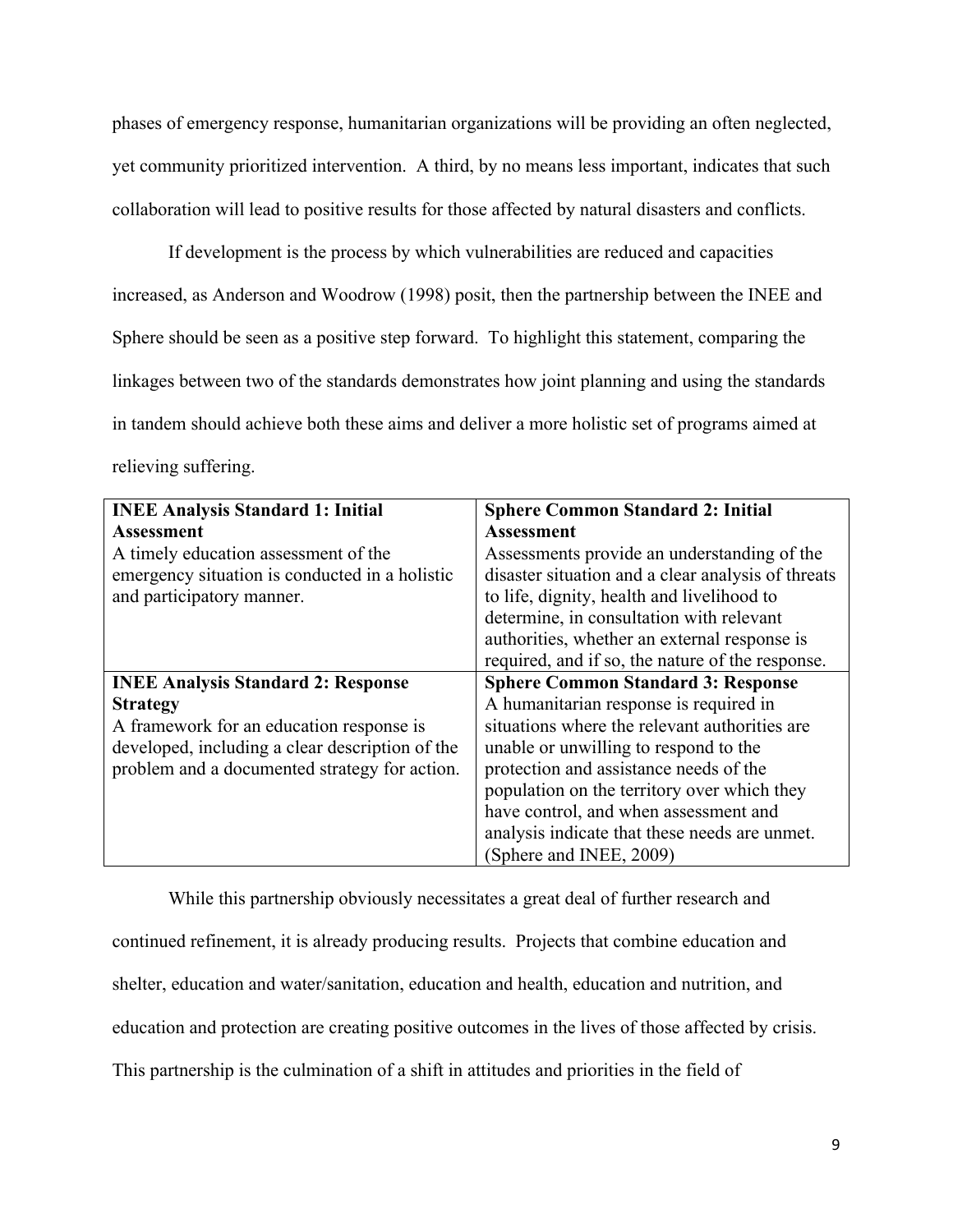phases of emergency response, humanitarian organizations will be providing an often neglected, yet community prioritized intervention. A third, by no means less important, indicates that such collaboration will lead to positive results for those affected by natural disasters and conflicts.

If development is the process by which vulnerabilities are reduced and capacities increased, as Anderson and Woodrow (1998) posit, then the partnership between the INEE and Sphere should be seen as a positive step forward. To highlight this statement, comparing the linkages between two of the standards demonstrates how joint planning and using the standards in tandem should achieve both these aims and deliver a more holistic set of programs aimed at relieving suffering.

| **INEE Analysis Standard 1: Initial Assessment** A timely education assessment of the emergency situation is conducted in a holistic and participatory manner. | **Sphere Common Standard 2: Initial Assessment** Assessments provide an understanding of the disaster situation and a clear analysis of threats to life, dignity, health and livelihood to determine, in consultation with relevant authorities, whether an external response is required, and if so, the nature of the response. |
|---|---|
| **INEE Analysis Standard 2: Response Strategy** A framework for an education response is developed, including a clear description of the problem and a documented strategy for action. | **Sphere Common Standard 3: Response** A humanitarian response is required in situations where the relevant authorities are unable or unwilling to respond to the protection and assistance needs of the population on the territory over which they have control, and when assessment and analysis indicate that these needs are unmet. (Sphere and INEE, 2009) |

While this partnership obviously necessitates a great deal of further research and continued refinement, it is already producing results. Projects that combine education and shelter, education and water/sanitation, education and health, education and nutrition, and education and protection are creating positive outcomes in the lives of those affected by crisis. This partnership is the culmination of a shift in attitudes and priorities in the field of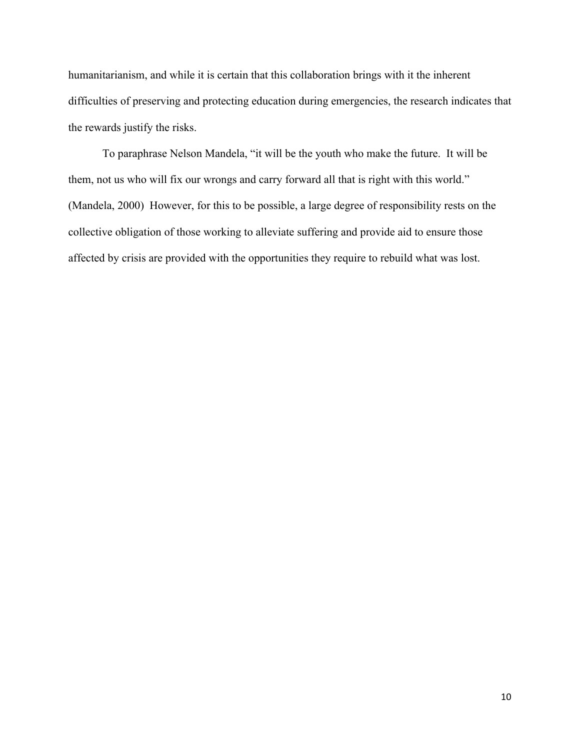humanitarianism, and while it is certain that this collaboration brings with it the inherent difficulties of preserving and protecting education during emergencies, the research indicates that the rewards justify the risks.

To paraphrase Nelson Mandela, "it will be the youth who make the future. It will be them, not us who will fix our wrongs and carry forward all that is right with this world." (Mandela, 2000) However, for this to be possible, a large degree of responsibility rests on the collective obligation of those working to alleviate suffering and provide aid to ensure those affected by crisis are provided with the opportunities they require to rebuild what was lost.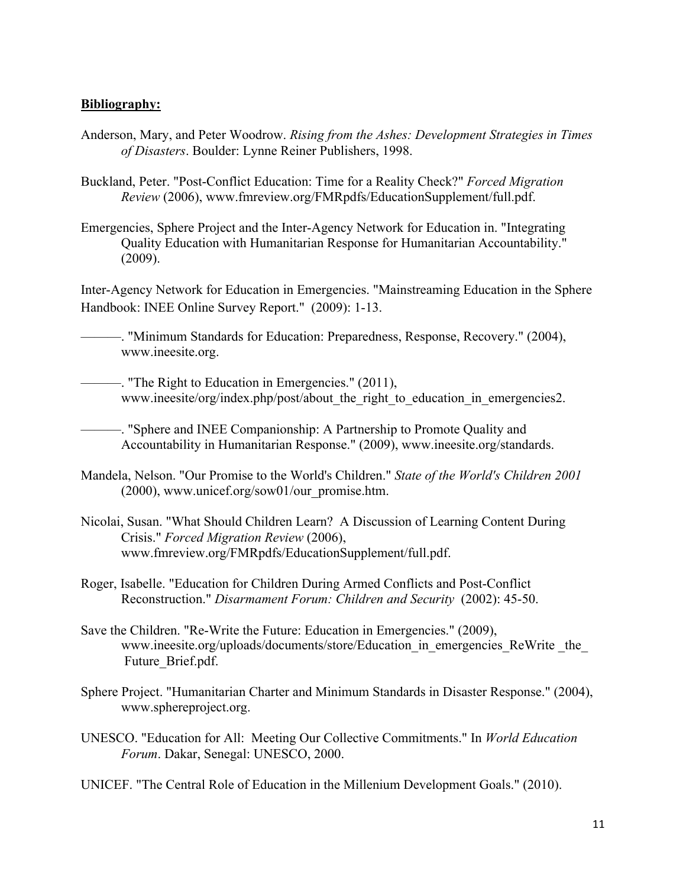**Bibliography:**

Anderson, Mary, and Peter Woodrow. *Rising from the Ashes: Development Strategies in Times of Disasters*. Boulder: Lynne Reiner Publishers, 1998.

Buckland, Peter. "Post-Conflict Education: Time for a Reality Check?" *Forced Migration Review* (2006), www.fmreview.org/FMRpdfs/EducationSupplement/full.pdf.

Emergencies, Sphere Project and the Inter-Agency Network for Education in. "Integrating Quality Education with Humanitarian Response for Humanitarian Accountability." (2009).

Inter-Agency Network for Education in Emergencies. "Mainstreaming Education in the Sphere Handbook: INEE Online Survey Report." (2009): 1-13.

———. "Minimum Standards for Education: Preparedness, Response, Recovery." (2004), www.ineesite.org.

———. "The Right to Education in Emergencies." (2011), www.ineesite/org/index.php/post/about_the_right_to_education_in_emergencies2.

———. "Sphere and INEE Companionship: A Partnership to Promote Quality and Accountability in Humanitarian Response." (2009), www.ineesite.org/standards.

Mandela, Nelson. "Our Promise to the World's Children." *State of the World's Children 2001* (2000), www.unicef.org/sow01/our_promise.htm.

Nicolai, Susan. "What Should Children Learn? A Discussion of Learning Content During Crisis." *Forced Migration Review* (2006), www.fmreview.org/FMRpdfs/EducationSupplement/full.pdf.

Roger, Isabelle. "Education for Children During Armed Conflicts and Post-Conflict Reconstruction." *Disarmament Forum: Children and Security* (2002): 45-50.

Save the Children. "Re-Write the Future: Education in Emergencies." (2009), www.ineesite.org/uploads/documents/store/Education_in_emergencies_ReWrite _the_ Future_Brief.pdf.

Sphere Project. "Humanitarian Charter and Minimum Standards in Disaster Response." (2004), www.sphereproject.org.

UNESCO. "Education for All: Meeting Our Collective Commitments." In *World Education Forum*. Dakar, Senegal: UNESCO, 2000.

UNICEF. "The Central Role of Education in the Millenium Development Goals." (2010).